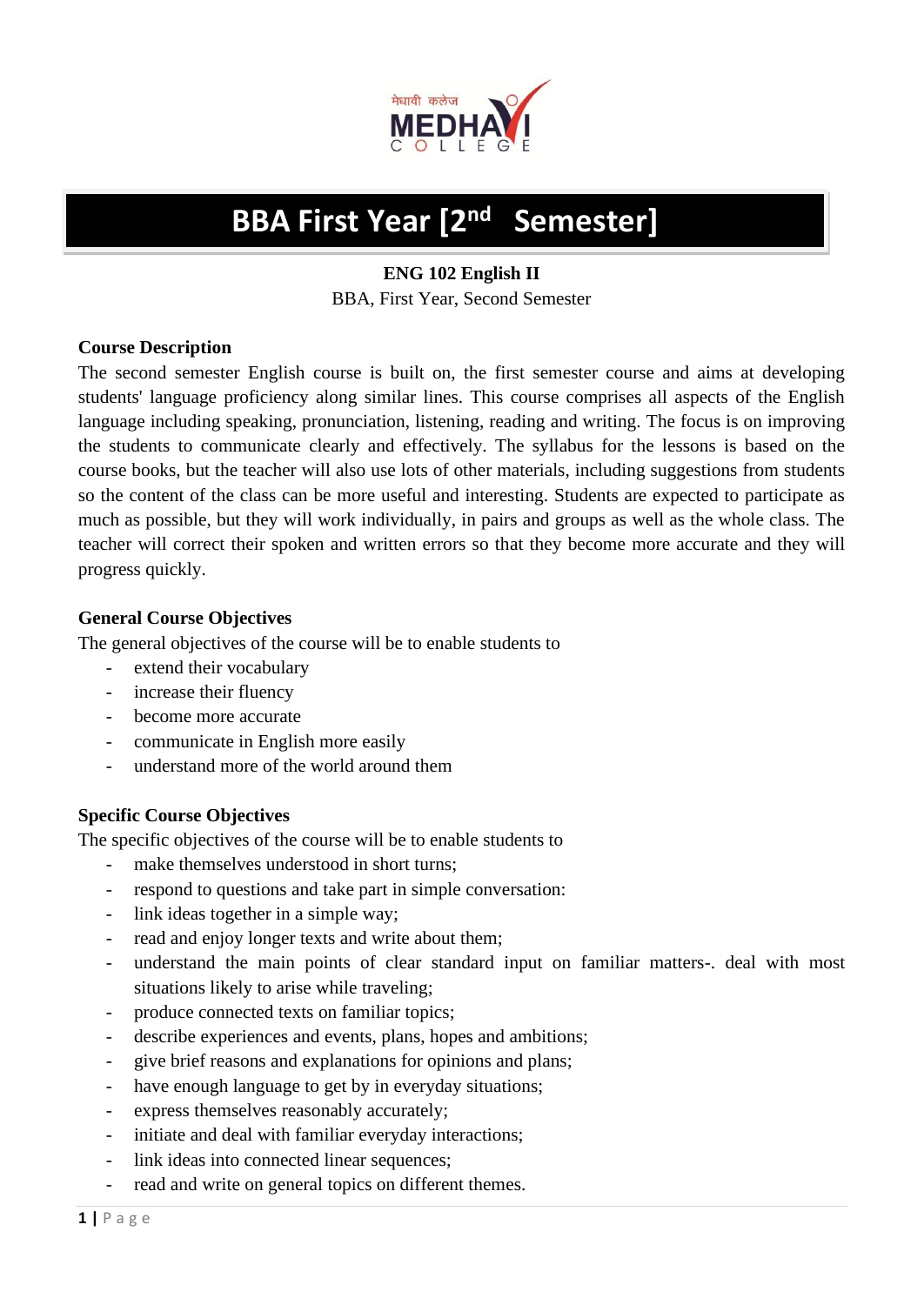# BBA First Year [2nd Semester]

**ENG 102 English II**

BBA, First Year, Second Semester

**Course Description**

The second semester English course is built on, the first semester course and aims at developing students' language proficiency along similar lines. This course comprises all aspects of the English language including speaking, pronunciation, listening, reading and writing. The focus is on improving the students to communicate clearly and effectively. The syllabus for the lessons is based on the course books, but the teacher will also use lots of other materials, including suggestions from students so the content of the class can be more useful and interesting. Students are expected to participate as much as possible, but they will work individually, in pairs and groups as well as the whole class. The teacher will correct their spoken and written errors so that they become more accurate and they will progress quickly.

**General Course Objectives**

The general objectives of the course will be to enable students to

- extend their vocabulary
- increase their fluency
- become more accurate
- communicate in English more easily
- understand more of the world around them

**Specific Course Objectives**

The specific objectives of the course will be to enable students to

- make themselves understood in short turns;
- respond to questions and take part in simple conversation:
- link ideas together in a simple way;
- read and enjoy longer texts and write about them;
- understand the main points of clear standard input on familiar matters-. deal with most situations likely to arise while traveling;
- produce connected texts on familiar topics;
- describe experiences and events, plans, hopes and ambitions;
- give brief reasons and explanations for opinions and plans;
- have enough language to get by in everyday situations;
- express themselves reasonably accurately;
- initiate and deal with familiar everyday interactions;
- link ideas into connected linear sequences;
- read and write on general topics on different themes.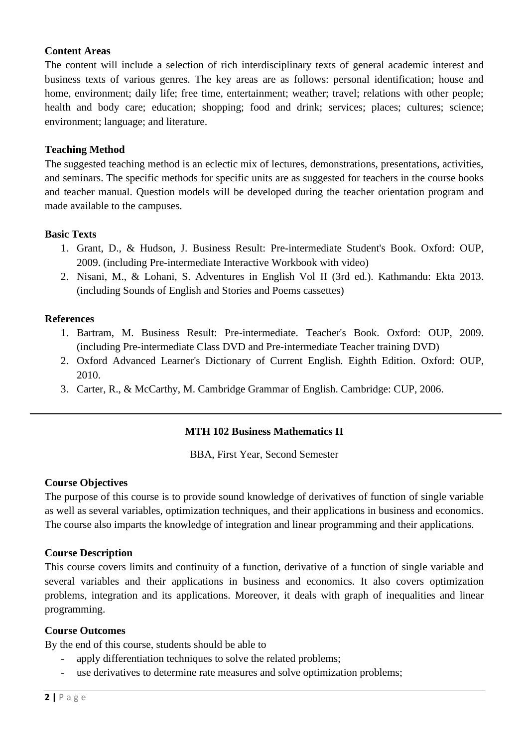**Content Areas**

The content will include a selection of rich interdisciplinary texts of general academic interest and business texts of various genres. The key areas are as follows: personal identification; house and home, environment; daily life; free time, entertainment; weather; travel; relations with other people; health and body care; education; shopping; food and drink; services; places; cultures; science; environment; language; and literature.

**Teaching Method**

The suggested teaching method is an eclectic mix of lectures, demonstrations, presentations, activities, and seminars. The specific methods for specific units are as suggested for teachers in the course books and teacher manual. Question models will be developed during the teacher orientation program and made available to the campuses.

**Basic Texts**

1. Grant, D., & Hudson, J. Business Result: Pre-intermediate Student's Book. Oxford: OUP, 2009. (including Pre-intermediate Interactive Workbook with video)
2. Nisani, M., & Lohani, S. Adventures in English Vol II (3rd ed.). Kathmandu: Ekta 2013. (including Sounds of English and Stories and Poems cassettes)

**References**

1. Bartram, M. Business Result: Pre-intermediate. Teacher's Book. Oxford: OUP, 2009. (including Pre-intermediate Class DVD and Pre-intermediate Teacher training DVD)
2. Oxford Advanced Learner's Dictionary of Current English. Eighth Edition. Oxford: OUP, 2010.
3. Carter, R., & McCarthy, M. Cambridge Grammar of English. Cambridge: CUP, 2006.

---

## MTH 102 Business Mathematics II

BBA, First Year, Second Semester

**Course Objectives**

The purpose of this course is to provide sound knowledge of derivatives of function of single variable as well as several variables, optimization techniques, and their applications in business and economics. The course also imparts the knowledge of integration and linear programming and their applications.

**Course Description**

This course covers limits and continuity of a function, derivative of a function of single variable and several variables and their applications in business and economics. It also covers optimization problems, integration and its applications. Moreover, it deals with graph of inequalities and linear programming.

**Course Outcomes**

By the end of this course, students should be able to

- apply differentiation techniques to solve the related problems;
- use derivatives to determine rate measures and solve optimization problems;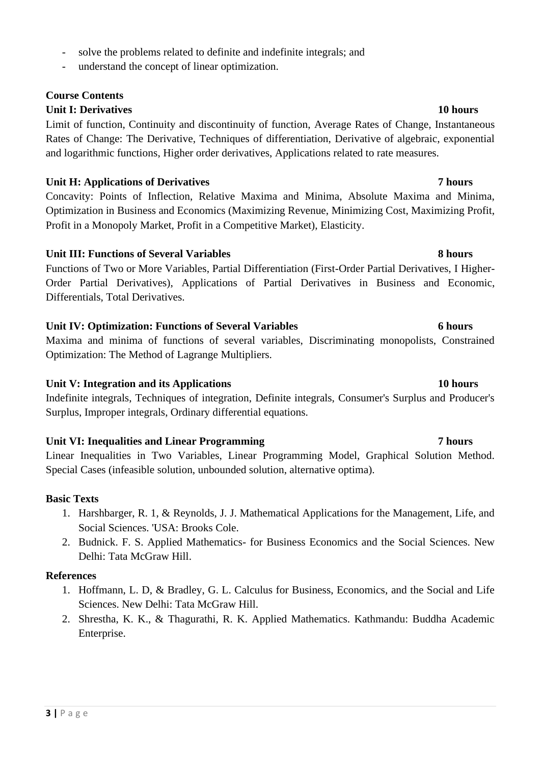- solve the problems related to definite and indefinite integrals; and
- understand the concept of linear optimization.

**Course Contents**

**Unit I: Derivatives** **10 hours**

Limit of function, Continuity and discontinuity of function, Average Rates of Change, Instantaneous Rates of Change: The Derivative, Techniques of differentiation, Derivative of algebraic, exponential and logarithmic functions, Higher order derivatives, Applications related to rate measures.

**Unit H: Applications of Derivatives** **7 hours**

Concavity: Points of Inflection, Relative Maxima and Minima, Absolute Maxima and Minima, Optimization in Business and Economics (Maximizing Revenue, Minimizing Cost, Maximizing Profit, Profit in a Monopoly Market, Profit in a Competitive Market), Elasticity.

**Unit III: Functions of Several Variables** **8 hours**

Functions of Two or More Variables, Partial Differentiation (First-Order Partial Derivatives, I Higher-Order Partial Derivatives), Applications of Partial Derivatives in Business and Economic, Differentials, Total Derivatives.

**Unit IV: Optimization: Functions of Several Variables** **6 hours**

Maxima and minima of functions of several variables, Discriminating monopolists, Constrained Optimization: The Method of Lagrange Multipliers.

**Unit V: Integration and its Applications** **10 hours**

Indefinite integrals, Techniques of integration, Definite integrals, Consumer's Surplus and Producer's Surplus, Improper integrals, Ordinary differential equations.

**Unit VI: Inequalities and Linear Programming** **7 hours**

Linear Inequalities in Two Variables, Linear Programming Model, Graphical Solution Method. Special Cases (infeasible solution, unbounded solution, alternative optima).

**Basic Texts**

1. Harshbarger, R. 1, & Reynolds, J. J. Mathematical Applications for the Management, Life, and Social Sciences. 'USA: Brooks Cole.
2. Budnick. F. S. Applied Mathematics- for Business Economics and the Social Sciences. New Delhi: Tata McGraw Hill.

**References**

1. Hoffmann, L. D, & Bradley, G. L. Calculus for Business, Economics, and the Social and Life Sciences. New Delhi: Tata McGraw Hill.
2. Shrestha, K. K., & Thagurathi, R. K. Applied Mathematics. Kathmandu: Buddha Academic Enterprise.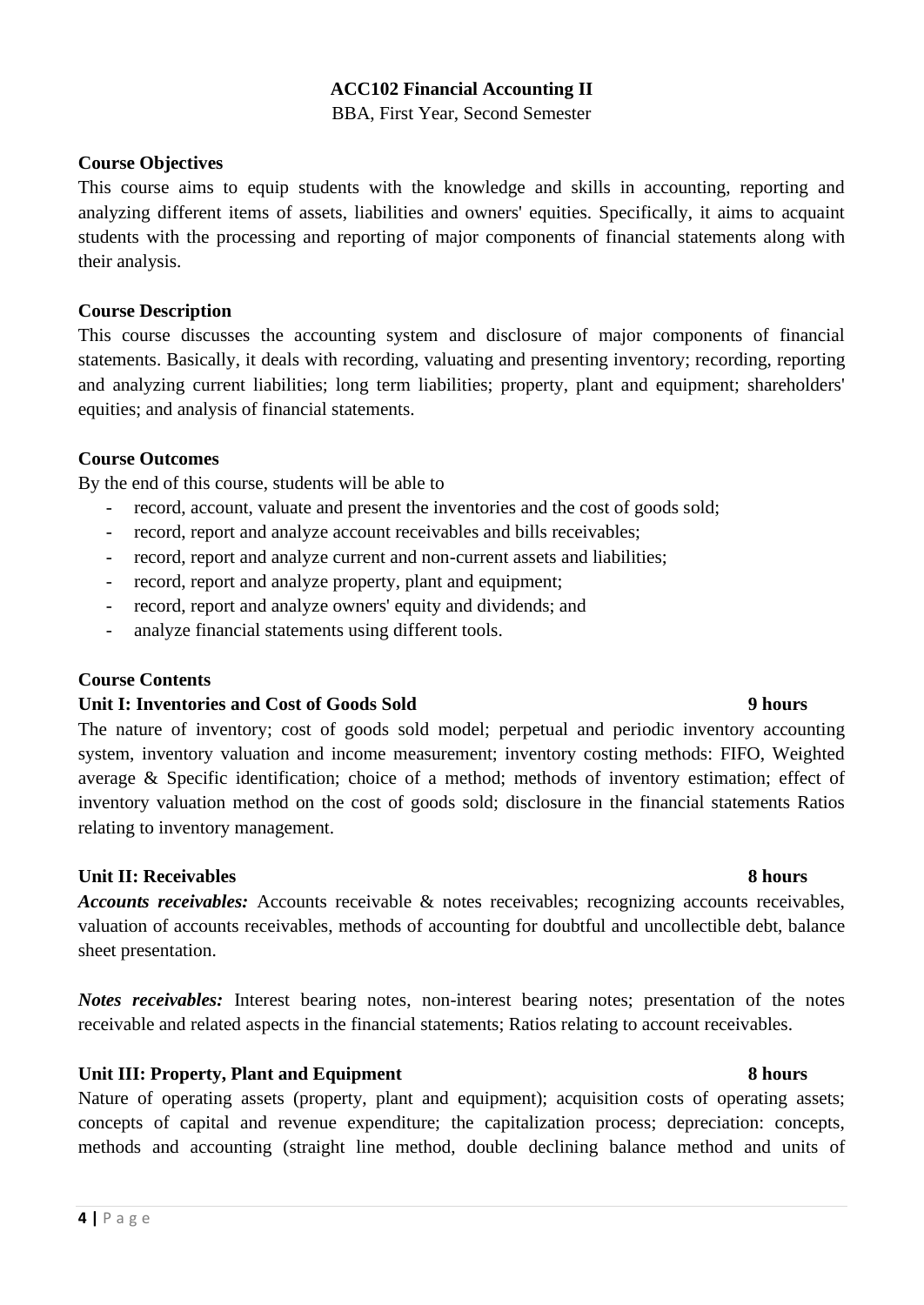# ACC102 Financial Accounting II

BBA, First Year, Second Semester

## Course Objectives

This course aims to equip students with the knowledge and skills in accounting, reporting and analyzing different items of assets, liabilities and owners' equities. Specifically, it aims to acquaint students with the processing and reporting of major components of financial statements along with their analysis.

## Course Description

This course discusses the accounting system and disclosure of major components of financial statements. Basically, it deals with recording, valuating and presenting inventory; recording, reporting and analyzing current liabilities; long term liabilities; property, plant and equipment; shareholders' equities; and analysis of financial statements.

## Course Outcomes

By the end of this course, students will be able to

- record, account, valuate and present the inventories and the cost of goods sold;
- record, report and analyze account receivables and bills receivables;
- record, report and analyze current and non-current assets and liabilities;
- record, report and analyze property, plant and equipment;
- record, report and analyze owners' equity and dividends; and
- analyze financial statements using different tools.

## Course Contents

### Unit I: Inventories and Cost of Goods Sold — 9 hours

The nature of inventory; cost of goods sold model; perpetual and periodic inventory accounting system, inventory valuation and income measurement; inventory costing methods: FIFO, Weighted average & Specific identification; choice of a method; methods of inventory estimation; effect of inventory valuation method on the cost of goods sold; disclosure in the financial statements Ratios relating to inventory management.

### Unit II: Receivables — 8 hours

***Accounts receivables:*** Accounts receivable & notes receivables; recognizing accounts receivables, valuation of accounts receivables, methods of accounting for doubtful and uncollectible debt, balance sheet presentation.

***Notes receivables:*** Interest bearing notes, non-interest bearing notes; presentation of the notes receivable and related aspects in the financial statements; Ratios relating to account receivables.

### Unit III: Property, Plant and Equipment — 8 hours

Nature of operating assets (property, plant and equipment); acquisition costs of operating assets; concepts of capital and revenue expenditure; the capitalization process; depreciation: concepts, methods and accounting (straight line method, double declining balance method and units of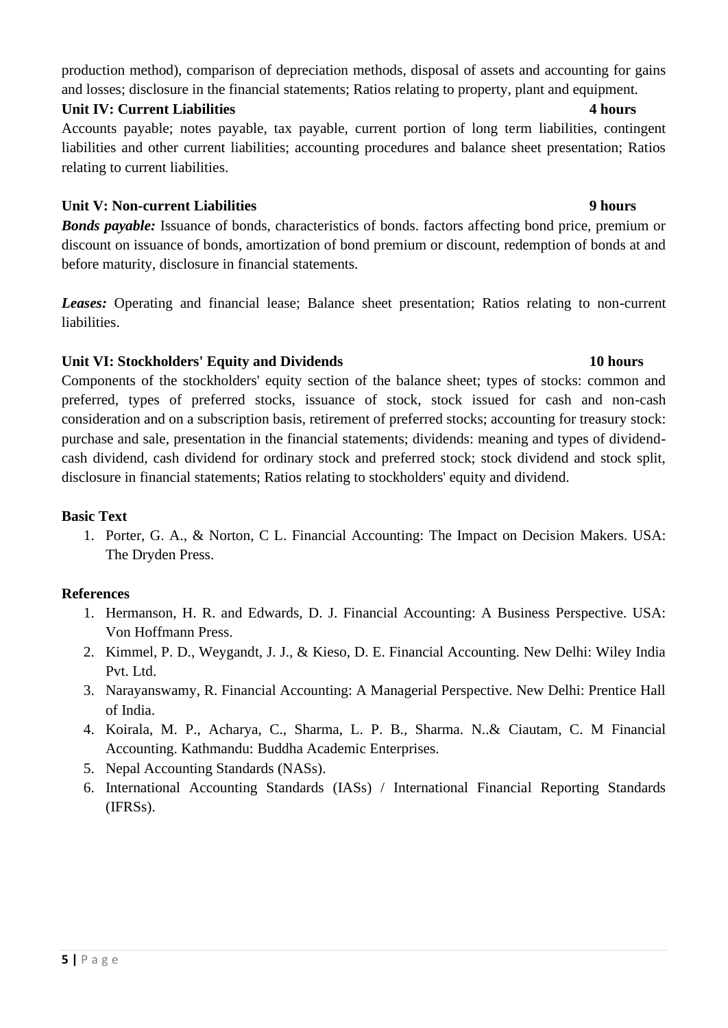production method), comparison of depreciation methods, disposal of assets and accounting for gains and losses; disclosure in the financial statements; Ratios relating to property, plant and equipment.

**Unit IV: Current Liabilities** **4 hours**

Accounts payable; notes payable, tax payable, current portion of long term liabilities, contingent liabilities and other current liabilities; accounting procedures and balance sheet presentation; Ratios relating to current liabilities.

**Unit V: Non-current Liabilities** **9 hours**

***Bonds payable:*** Issuance of bonds, characteristics of bonds. factors affecting bond price, premium or discount on issuance of bonds, amortization of bond premium or discount, redemption of bonds at and before maturity, disclosure in financial statements.

***Leases:*** Operating and financial lease; Balance sheet presentation; Ratios relating to non-current liabilities.

**Unit VI: Stockholders' Equity and Dividends** **10 hours**

Components of the stockholders' equity section of the balance sheet; types of stocks: common and preferred, types of preferred stocks, issuance of stock, stock issued for cash and non-cash consideration and on a subscription basis, retirement of preferred stocks; accounting for treasury stock: purchase and sale, presentation in the financial statements; dividends: meaning and types of dividend-cash dividend, cash dividend for ordinary stock and preferred stock; stock dividend and stock split, disclosure in financial statements; Ratios relating to stockholders' equity and dividend.

**Basic Text**

1. Porter, G. A., & Norton, C L. Financial Accounting: The Impact on Decision Makers. USA: The Dryden Press.

**References**

1. Hermanson, H. R. and Edwards, D. J. Financial Accounting: A Business Perspective. USA: Von Hoffmann Press.
2. Kimmel, P. D., Weygandt, J. J., & Kieso, D. E. Financial Accounting. New Delhi: Wiley India Pvt. Ltd.
3. Narayanswamy, R. Financial Accounting: A Managerial Perspective. New Delhi: Prentice Hall of India.
4. Koirala, M. P., Acharya, C., Sharma, L. P. B., Sharma. N..& Ciautam, C. M Financial Accounting. Kathmandu: Buddha Academic Enterprises.
5. Nepal Accounting Standards (NASs).
6. International Accounting Standards (IASs) / International Financial Reporting Standards (IFRSs).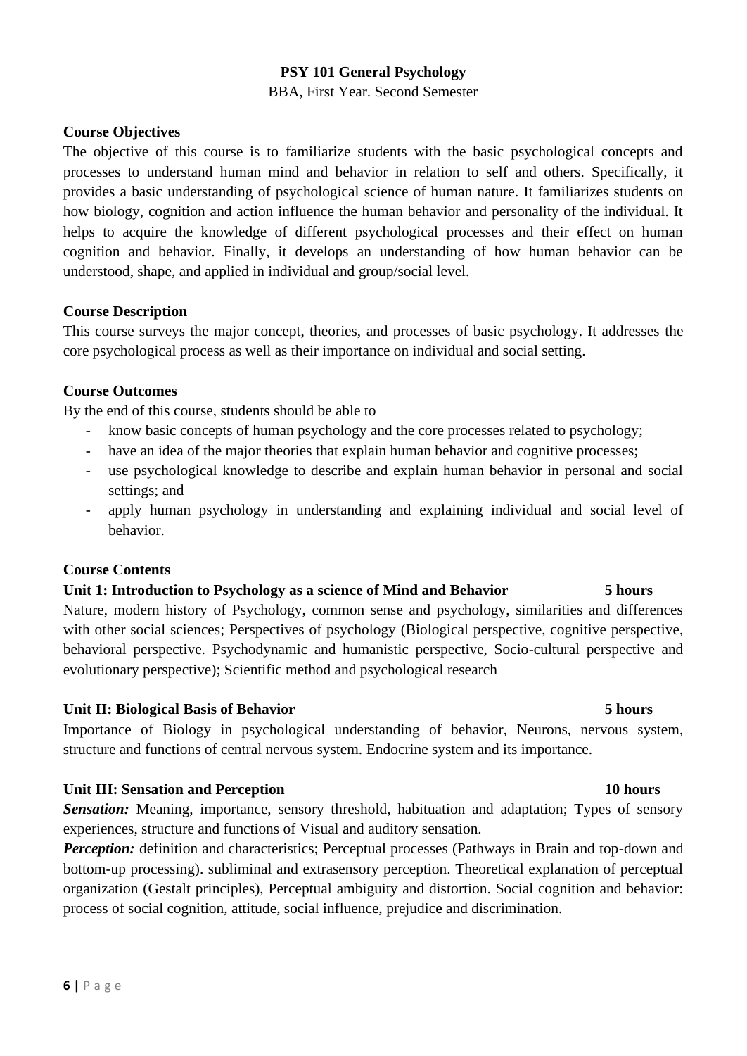# PSY 101 General Psychology

BBA, First Year. Second Semester

## Course Objectives

The objective of this course is to familiarize students with the basic psychological concepts and processes to understand human mind and behavior in relation to self and others. Specifically, it provides a basic understanding of psychological science of human nature. It familiarizes students on how biology, cognition and action influence the human behavior and personality of the individual. It helps to acquire the knowledge of different psychological processes and their effect on human cognition and behavior. Finally, it develops an understanding of how human behavior can be understood, shape, and applied in individual and group/social level.

## Course Description

This course surveys the major concept, theories, and processes of basic psychology. It addresses the core psychological process as well as their importance on individual and social setting.

## Course Outcomes

By the end of this course, students should be able to

- know basic concepts of human psychology and the core processes related to psychology;
- have an idea of the major theories that explain human behavior and cognitive processes;
- use psychological knowledge to describe and explain human behavior in personal and social settings; and
- apply human psychology in understanding and explaining individual and social level of behavior.

## Course Contents

### Unit 1: Introduction to Psychology as a science of Mind and Behavior — 5 hours

Nature, modern history of Psychology, common sense and psychology, similarities and differences with other social sciences; Perspectives of psychology (Biological perspective, cognitive perspective, behavioral perspective. Psychodynamic and humanistic perspective, Socio-cultural perspective and evolutionary perspective); Scientific method and psychological research

### Unit II: Biological Basis of Behavior — 5 hours

Importance of Biology in psychological understanding of behavior, Neurons, nervous system, structure and functions of central nervous system. Endocrine system and its importance.

### Unit III: Sensation and Perception — 10 hours

***Sensation:*** Meaning, importance, sensory threshold, habituation and adaptation; Types of sensory experiences, structure and functions of Visual and auditory sensation.

***Perception:*** definition and characteristics; Perceptual processes (Pathways in Brain and top-down and bottom-up processing). subliminal and extrasensory perception. Theoretical explanation of perceptual organization (Gestalt principles), Perceptual ambiguity and distortion. Social cognition and behavior: process of social cognition, attitude, social influence, prejudice and discrimination.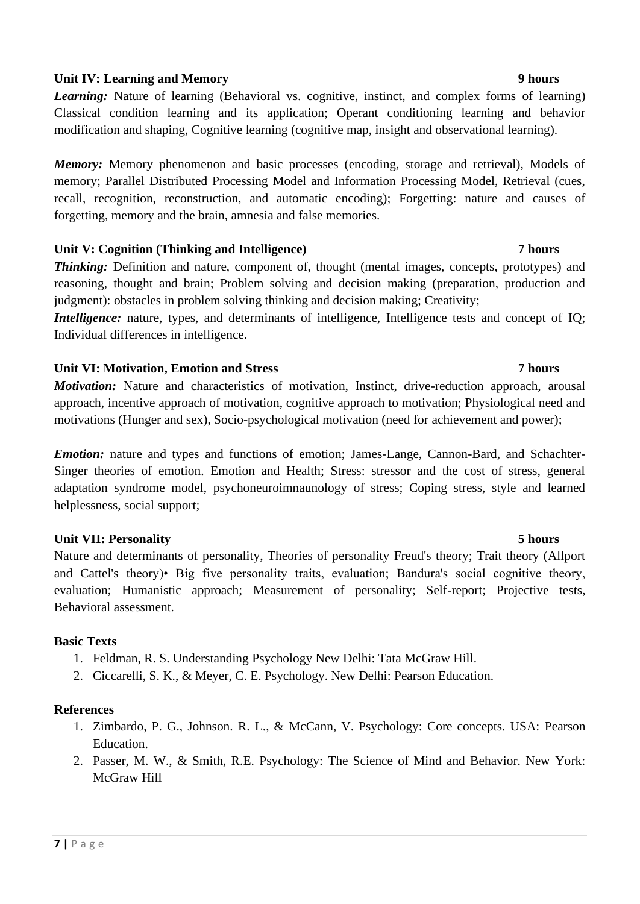**Unit IV: Learning and Memory** **9 hours**

***Learning:*** Nature of learning (Behavioral vs. cognitive, instinct, and complex forms of learning) Classical condition learning and its application; Operant conditioning learning and behavior modification and shaping, Cognitive learning (cognitive map, insight and observational learning).

***Memory:*** Memory phenomenon and basic processes (encoding, storage and retrieval), Models of memory; Parallel Distributed Processing Model and Information Processing Model, Retrieval (cues, recall, recognition, reconstruction, and automatic encoding); Forgetting: nature and causes of forgetting, memory and the brain, amnesia and false memories.

**Unit V: Cognition (Thinking and Intelligence)** **7 hours**

***Thinking:*** Definition and nature, component of, thought (mental images, concepts, prototypes) and reasoning, thought and brain; Problem solving and decision making (preparation, production and judgment): obstacles in problem solving thinking and decision making; Creativity;

***Intelligence:*** nature, types, and determinants of intelligence, Intelligence tests and concept of IQ; Individual differences in intelligence.

**Unit VI: Motivation, Emotion and Stress** **7 hours**

***Motivation:*** Nature and characteristics of motivation, Instinct, drive-reduction approach, arousal approach, incentive approach of motivation, cognitive approach to motivation; Physiological need and motivations (Hunger and sex), Socio-psychological motivation (need for achievement and power);

***Emotion:*** nature and types and functions of emotion; James-Lange, Cannon-Bard, and Schachter-Singer theories of emotion. Emotion and Health; Stress: stressor and the cost of stress, general adaptation syndrome model, psychoneuroimnaunology of stress; Coping stress, style and learned helplessness, social support;

**Unit VII: Personality** **5 hours**

Nature and determinants of personality, Theories of personality Freud's theory; Trait theory (Allport and Cattel's theory)• Big five personality traits, evaluation; Bandura's social cognitive theory, evaluation; Humanistic approach; Measurement of personality; Self-report; Projective tests, Behavioral assessment.

**Basic Texts**

1. Feldman, R. S. Understanding Psychology New Delhi: Tata McGraw Hill.
2. Ciccarelli, S. K., & Meyer, C. E. Psychology. New Delhi: Pearson Education.

**References**

1. Zimbardo, P. G., Johnson. R. L., & McCann, V. Psychology: Core concepts. USA: Pearson Education.
2. Passer, M. W., & Smith, R.E. Psychology: The Science of Mind and Behavior. New York: McGraw Hill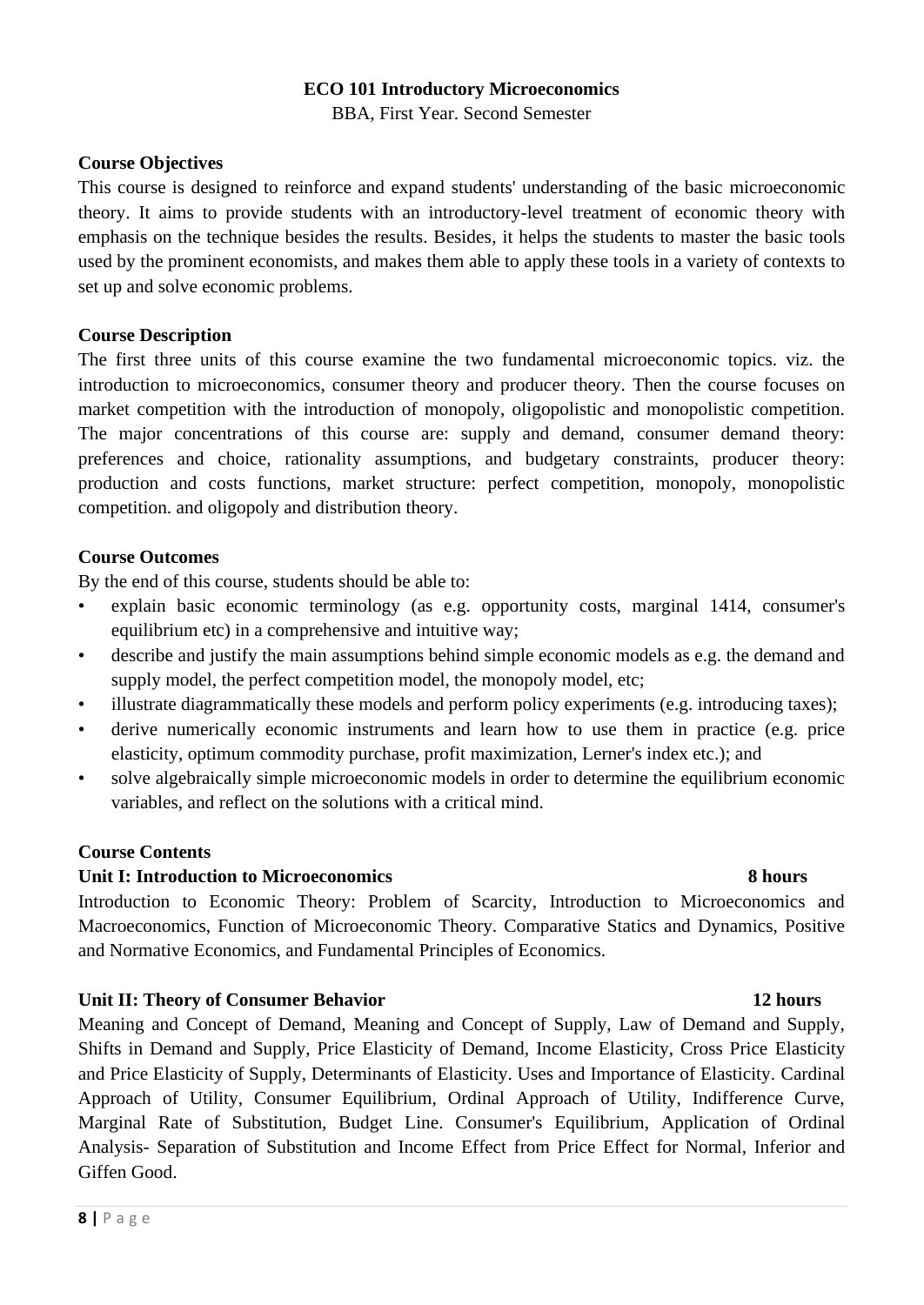# ECO 101 Introductory Microeconomics

BBA, First Year. Second Semester

## Course Objectives

This course is designed to reinforce and expand students' understanding of the basic microeconomic theory. It aims to provide students with an introductory-level treatment of economic theory with emphasis on the technique besides the results. Besides, it helps the students to master the basic tools used by the prominent economists, and makes them able to apply these tools in a variety of contexts to set up and solve economic problems.

## Course Description

The first three units of this course examine the two fundamental microeconomic topics. viz. the introduction to microeconomics, consumer theory and producer theory. Then the course focuses on market competition with the introduction of monopoly, oligopolistic and monopolistic competition. The major concentrations of this course are: supply and demand, consumer demand theory: preferences and choice, rationality assumptions, and budgetary constraints, producer theory: production and costs functions, market structure: perfect competition, monopoly, monopolistic competition. and oligopoly and distribution theory.

## Course Outcomes

By the end of this course, students should be able to:

- explain basic economic terminology (as e.g. opportunity costs, marginal 1414, consumer's equilibrium etc) in a comprehensive and intuitive way;
- describe and justify the main assumptions behind simple economic models as e.g. the demand and supply model, the perfect competition model, the monopoly model, etc;
- illustrate diagrammatically these models and perform policy experiments (e.g. introducing taxes);
- derive numerically economic instruments and learn how to use them in practice (e.g. price elasticity, optimum commodity purchase, profit maximization, Lerner's index etc.); and
- solve algebraically simple microeconomic models in order to determine the equilibrium economic variables, and reflect on the solutions with a critical mind.

## Course Contents

### Unit I: Introduction to Microeconomics — 8 hours

Introduction to Economic Theory: Problem of Scarcity, Introduction to Microeconomics and Macroeconomics, Function of Microeconomic Theory. Comparative Statics and Dynamics, Positive and Normative Economics, and Fundamental Principles of Economics.

### Unit II: Theory of Consumer Behavior — 12 hours

Meaning and Concept of Demand, Meaning and Concept of Supply, Law of Demand and Supply, Shifts in Demand and Supply, Price Elasticity of Demand, Income Elasticity, Cross Price Elasticity and Price Elasticity of Supply, Determinants of Elasticity. Uses and Importance of Elasticity. Cardinal Approach of Utility, Consumer Equilibrium, Ordinal Approach of Utility, Indifference Curve, Marginal Rate of Substitution, Budget Line. Consumer's Equilibrium, Application of Ordinal Analysis- Separation of Substitution and Income Effect from Price Effect for Normal, Inferior and Giffen Good.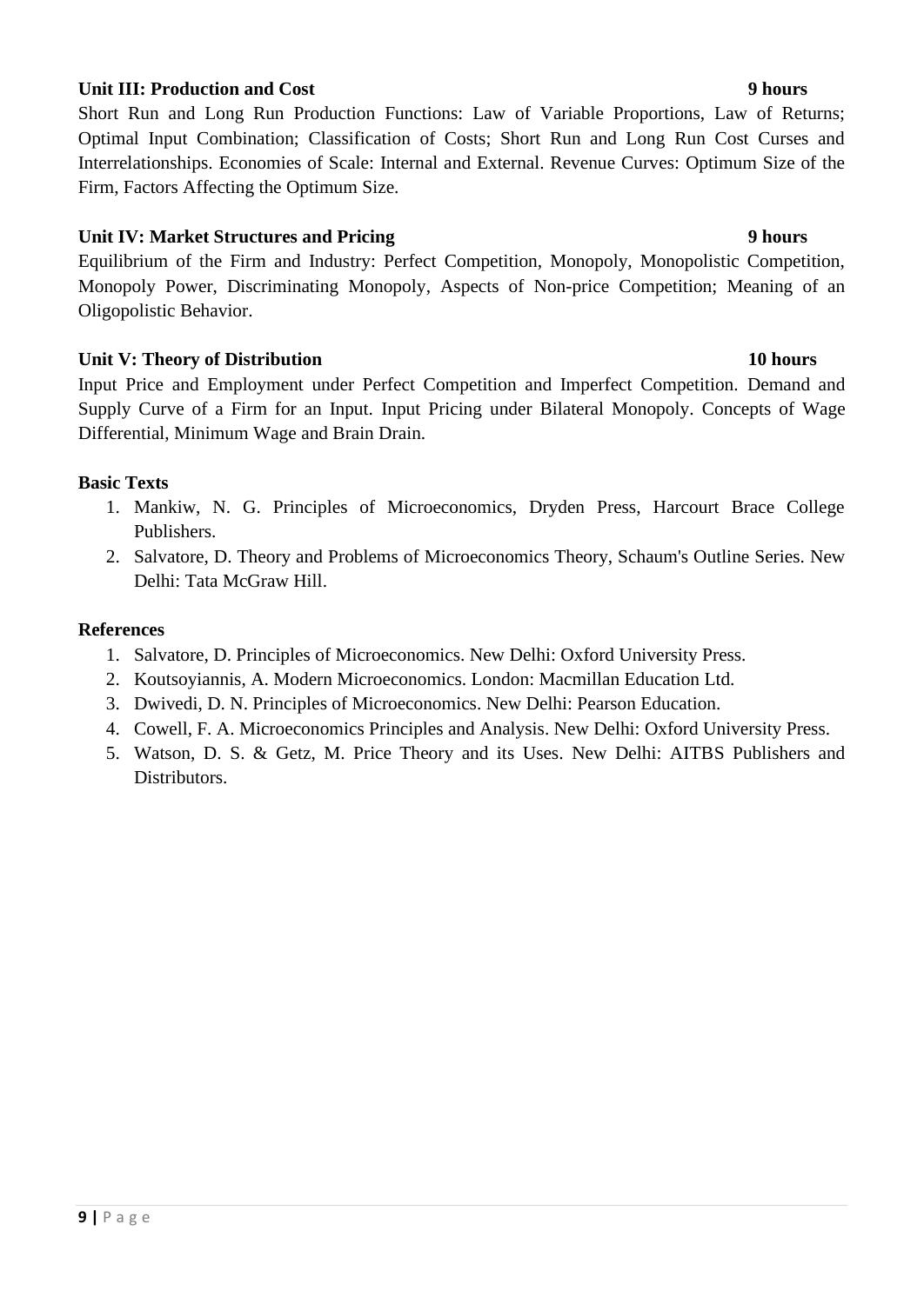**Unit III: Production and Cost** **9 hours**

Short Run and Long Run Production Functions: Law of Variable Proportions, Law of Returns; Optimal Input Combination; Classification of Costs; Short Run and Long Run Cost Curses and Interrelationships. Economies of Scale: Internal and External. Revenue Curves: Optimum Size of the Firm, Factors Affecting the Optimum Size.

**Unit IV: Market Structures and Pricing** **9 hours**

Equilibrium of the Firm and Industry: Perfect Competition, Monopoly, Monopolistic Competition, Monopoly Power, Discriminating Monopoly, Aspects of Non-price Competition; Meaning of an Oligopolistic Behavior.

**Unit V: Theory of Distribution** **10 hours**

Input Price and Employment under Perfect Competition and Imperfect Competition. Demand and Supply Curve of a Firm for an Input. Input Pricing under Bilateral Monopoly. Concepts of Wage Differential, Minimum Wage and Brain Drain.

**Basic Texts**

1. Mankiw, N. G. Principles of Microeconomics, Dryden Press, Harcourt Brace College Publishers.
2. Salvatore, D. Theory and Problems of Microeconomics Theory, Schaum's Outline Series. New Delhi: Tata McGraw Hill.

**References**

1. Salvatore, D. Principles of Microeconomics. New Delhi: Oxford University Press.
2. Koutsoyiannis, A. Modern Microeconomics. London: Macmillan Education Ltd.
3. Dwivedi, D. N. Principles of Microeconomics. New Delhi: Pearson Education.
4. Cowell, F. A. Microeconomics Principles and Analysis. New Delhi: Oxford University Press.
5. Watson, D. S. & Getz, M. Price Theory and its Uses. New Delhi: AITBS Publishers and Distributors.